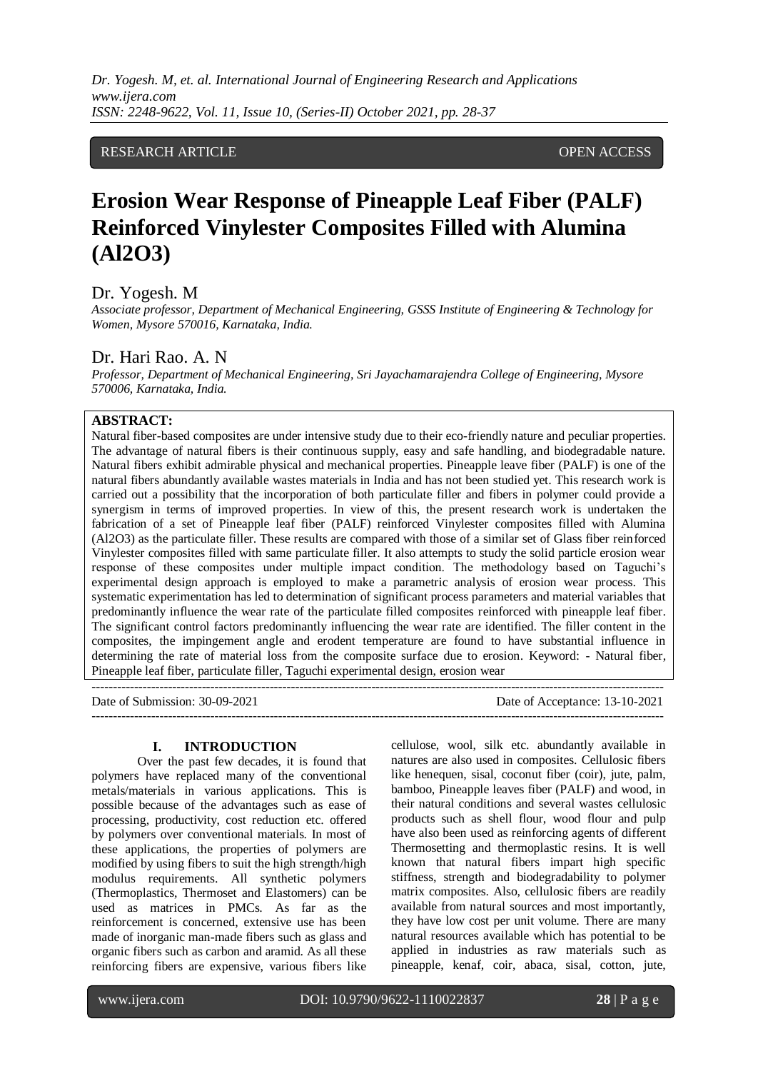RESEARCH ARTICLE OPEN ACCESS

# Erosion Wear Response of Pineapple Leaf Fiber (PALF) Reinforced Vinylester Composites Filled with Alumina (Al2O3)

## Dr. Yogesh. M

*Associate professor, Department of Mechanical Engineering, GSSS Institute of Engineering & Technology for Women, Mysore 570016, Karnataka, India.*

## Dr. Hari Rao. A. N

*Professor, Department of Mechanical Engineering, Sri Jayachamarajendra College of Engineering, Mysore 570006, Karnataka, India.*

**ABSTRACT:**

Natural fiber-based composites are under intensive study due to their eco-friendly nature and peculiar properties. The advantage of natural fibers is their continuous supply, easy and safe handling, and biodegradable nature. Natural fibers exhibit admirable physical and mechanical properties. Pineapple leave fiber (PALF) is one of the natural fibers abundantly available wastes materials in India and has not been studied yet. This research work is carried out a possibility that the incorporation of both particulate filler and fibers in polymer could provide a synergism in terms of improved properties. In view of this, the present research work is undertaken the fabrication of a set of Pineapple leaf fiber (PALF) reinforced Vinylester composites filled with Alumina (Al2O3) as the particulate filler. These results are compared with those of a similar set of Glass fiber reinforced Vinylester composites filled with same particulate filler. It also attempts to study the solid particle erosion wear response of these composites under multiple impact condition. The methodology based on Taguchi's experimental design approach is employed to make a parametric analysis of erosion wear process. This systematic experimentation has led to determination of significant process parameters and material variables that predominantly influence the wear rate of the particulate filled composites reinforced with pineapple leaf fiber. The significant control factors predominantly influencing the wear rate are identified. The filler content in the composites, the impingement angle and erodent temperature are found to have substantial influence in determining the rate of material loss from the composite surface due to erosion. Keyword: - Natural fiber, Pineapple leaf fiber, particulate filler, Taguchi experimental design, erosion wear

---

Date of Submission: 30-09-2021 Date of Acceptance: 13-10-2021

---

## I. INTRODUCTION

Over the past few decades, it is found that polymers have replaced many of the conventional metals/materials in various applications. This is possible because of the advantages such as ease of processing, productivity, cost reduction etc. offered by polymers over conventional materials. In most of these applications, the properties of polymers are modified by using fibers to suit the high strength/high modulus requirements. All synthetic polymers (Thermoplastics, Thermoset and Elastomers) can be used as matrices in PMCs. As far as the reinforcement is concerned, extensive use has been made of inorganic man-made fibers such as glass and organic fibers such as carbon and aramid. As all these reinforcing fibers are expensive, various fibers like cellulose, wool, silk etc. abundantly available in natures are also used in composites. Cellulosic fibers like henequen, sisal, coconut fiber (coir), jute, palm, bamboo, Pineapple leaves fiber (PALF) and wood, in their natural conditions and several wastes cellulosic products such as shell flour, wood flour and pulp have also been used as reinforcing agents of different Thermosetting and thermoplastic resins. It is well known that natural fibers impart high specific stiffness, strength and biodegradability to polymer matrix composites. Also, cellulosic fibers are readily available from natural sources and most importantly, they have low cost per unit volume. There are many natural resources available which has potential to be applied in industries as raw materials such as pineapple, kenaf, coir, abaca, sisal, cotton, jute,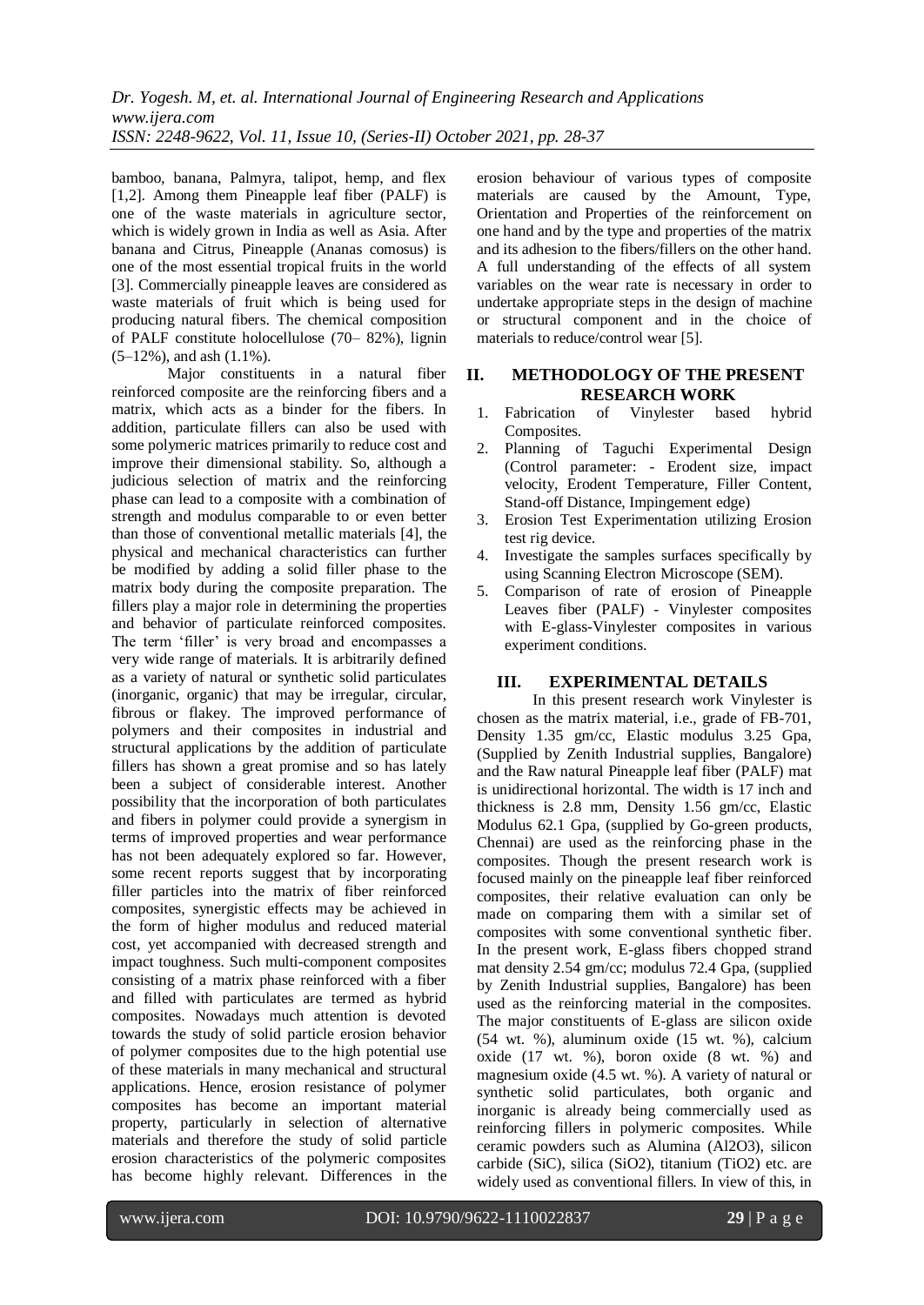bamboo, banana, Palmyra, talipot, hemp, and flex [1,2]. Among them Pineapple leaf fiber (PALF) is one of the waste materials in agriculture sector, which is widely grown in India as well as Asia. After banana and Citrus, Pineapple (Ananas comosus) is one of the most essential tropical fruits in the world [3]. Commercially pineapple leaves are considered as waste materials of fruit which is being used for producing natural fibers. The chemical composition of PALF constitute holocellulose (70– 82%), lignin (5–12%), and ash (1.1%).

Major constituents in a natural fiber reinforced composite are the reinforcing fibers and a matrix, which acts as a binder for the fibers. In addition, particulate fillers can also be used with some polymeric matrices primarily to reduce cost and improve their dimensional stability. So, although a judicious selection of matrix and the reinforcing phase can lead to a composite with a combination of strength and modulus comparable to or even better than those of conventional metallic materials [4], the physical and mechanical characteristics can further be modified by adding a solid filler phase to the matrix body during the composite preparation. The fillers play a major role in determining the properties and behavior of particulate reinforced composites. The term 'filler' is very broad and encompasses a very wide range of materials. It is arbitrarily defined as a variety of natural or synthetic solid particulates (inorganic, organic) that may be irregular, circular, fibrous or flakey. The improved performance of polymers and their composites in industrial and structural applications by the addition of particulate fillers has shown a great promise and so has lately been a subject of considerable interest. Another possibility that the incorporation of both particulates and fibers in polymer could provide a synergism in terms of improved properties and wear performance has not been adequately explored so far. However, some recent reports suggest that by incorporating filler particles into the matrix of fiber reinforced composites, synergistic effects may be achieved in the form of higher modulus and reduced material cost, yet accompanied with decreased strength and impact toughness. Such multi-component composites consisting of a matrix phase reinforced with a fiber and filled with particulates are termed as hybrid composites. Nowadays much attention is devoted towards the study of solid particle erosion behavior of polymer composites due to the high potential use of these materials in many mechanical and structural applications. Hence, erosion resistance of polymer composites has become an important material property, particularly in selection of alternative materials and therefore the study of solid particle erosion characteristics of the polymeric composites has become highly relevant. Differences in the erosion behaviour of various types of composite materials are caused by the Amount, Type, Orientation and Properties of the reinforcement on one hand and by the type and properties of the matrix and its adhesion to the fibers/fillers on the other hand. A full understanding of the effects of all system variables on the wear rate is necessary in order to undertake appropriate steps in the design of machine or structural component and in the choice of materials to reduce/control wear [5].

## II. METHODOLOGY OF THE PRESENT RESEARCH WORK

1. Fabrication of Vinylester based hybrid Composites.
2. Planning of Taguchi Experimental Design (Control parameter: - Erodent size, impact velocity, Erodent Temperature, Filler Content, Stand-off Distance, Impingement edge)
3. Erosion Test Experimentation utilizing Erosion test rig device.
4. Investigate the samples surfaces specifically by using Scanning Electron Microscope (SEM).
5. Comparison of rate of erosion of Pineapple Leaves fiber (PALF) - Vinylester composites with E-glass-Vinylester composites in various experiment conditions.

## III. EXPERIMENTAL DETAILS

In this present research work Vinylester is chosen as the matrix material, i.e., grade of FB-701, Density 1.35 gm/cc, Elastic modulus 3.25 Gpa, (Supplied by Zenith Industrial supplies, Bangalore) and the Raw natural Pineapple leaf fiber (PALF) mat is unidirectional horizontal. The width is 17 inch and thickness is 2.8 mm, Density 1.56 gm/cc, Elastic Modulus 62.1 Gpa, (supplied by Go-green products, Chennai) are used as the reinforcing phase in the composites. Though the present research work is focused mainly on the pineapple leaf fiber reinforced composites, their relative evaluation can only be made on comparing them with a similar set of composites with some conventional synthetic fiber. In the present work, E-glass fibers chopped strand mat density 2.54 gm/cc; modulus 72.4 Gpa, (supplied by Zenith Industrial supplies, Bangalore) has been used as the reinforcing material in the composites. The major constituents of E-glass are silicon oxide (54 wt. %), aluminum oxide (15 wt. %), calcium oxide (17 wt. %), boron oxide (8 wt. %) and magnesium oxide (4.5 wt. %). A variety of natural or synthetic solid particulates, both organic and inorganic is already being commercially used as reinforcing fillers in polymeric composites. While ceramic powders such as Alumina ($Al_2O_3$), silicon carbide (SiC), silica ($SiO_2$), titanium ($TiO_2$) etc. are widely used as conventional fillers. In view of this, in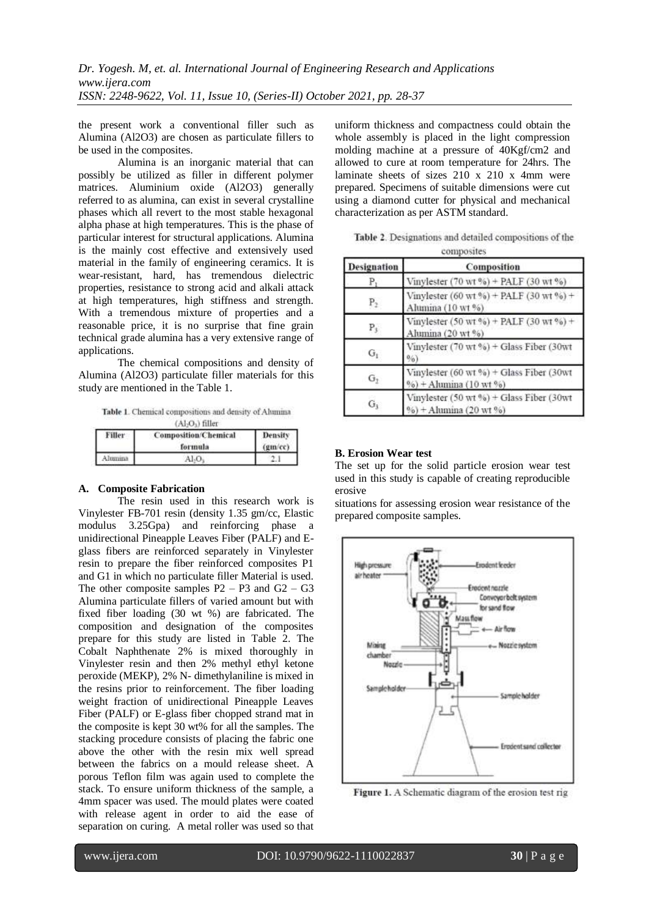the present work a conventional filler such as Alumina ($Al_2O_3$) are chosen as particulate fillers to be used in the composites.

Alumina is an inorganic material that can possibly be utilized as filler in different polymer matrices. Aluminium oxide ($Al_2O_3$) generally referred to as alumina, can exist in several crystalline phases which all revert to the most stable hexagonal alpha phase at high temperatures. This is the phase of particular interest for structural applications. Alumina is the mainly cost effective and extensively used material in the family of engineering ceramics. It is wear-resistant, hard, has tremendous dielectric properties, resistance to strong acid and alkali attack at high temperatures, high stiffness and strength. With a tremendous mixture of properties and a reasonable price, it is no surprise that fine grain technical grade alumina has a very extensive range of applications.

The chemical compositions and density of Alumina ($Al_2O_3$) particulate filler materials for this study are mentioned in the Table 1.

**Table 1**. Chemical compositions and density of Alumina ($Al_2O_3$) filler

| Filler | Composition/Chemical formula | Density (gm/cc) |
|---|---|---|
| Alumina | $Al_2O_3$ | 2.1 |

#### A. Composite Fabrication

The resin used in this research work is Vinylester FB-701 resin (density 1.35 gm/cc, Elastic modulus 3.25Gpa) and reinforcing phase a unidirectional Pineapple Leaves Fiber (PALF) and E-glass fibers are reinforced separately in Vinylester resin to prepare the fiber reinforced composites P1 and G1 in which no particulate filler Material is used. The other composite samples P2 – P3 and G2 – G3 Alumina particulate fillers of varied amount but with fixed fiber loading (30 wt %) are fabricated. The composition and designation of the composites prepare for this study are listed in Table 2. The Cobalt Naphthenate 2% is mixed thoroughly in Vinylester resin and then 2% methyl ethyl ketone peroxide (MEKP), 2% N- dimethylaniline is mixed in the resins prior to reinforcement. The fiber loading weight fraction of unidirectional Pineapple Leaves Fiber (PALF) or E-glass fiber chopped strand mat in the composite is kept 30 wt% for all the samples. The stacking procedure consists of placing the fabric one above the other with the resin mix well spread between the fabrics on a mould release sheet. A porous Teflon film was again used to complete the stack. To ensure uniform thickness of the sample, a 4mm spacer was used. The mould plates were coated with release agent in order to aid the ease of separation on curing. A metal roller was used so that uniform thickness and compactness could obtain the whole assembly is placed in the light compression molding machine at a pressure of 40Kgf/cm2 and allowed to cure at room temperature for 24hrs. The laminate sheets of sizes 210 x 210 x 4mm were prepared. Specimens of suitable dimensions were cut using a diamond cutter for physical and mechanical characterization as per ASTM standard.

**Table 2**. Designations and detailed compositions of the composites

| Designation | Composition |
|---|---|
| $P_1$ | Vinylester (70 wt %) + PALF (30 wt %) |
| $P_2$ | Vinylester (60 wt %) + PALF (30 wt %) + Alumina (10 wt %) |
| $P_3$ | Vinylester (50 wt %) + PALF (30 wt %) + Alumina (20 wt %) |
| $G_1$ | Vinylester (70 wt %) + Glass Fiber (30wt %) |
| $G_2$ | Vinylester (60 wt %) + Glass Fiber (30wt %) + Alumina (10 wt %) |
| $G_3$ | Vinylester (50 wt %) + Glass Fiber (30wt %) + Alumina (20 wt %) |

#### B. Erosion Wear test

The set up for the solid particle erosion wear test used in this study is capable of creating reproducible erosive situations for assessing erosion wear resistance of the prepared composite samples.

**Figure 1.** A Schematic diagram of the erosion test rig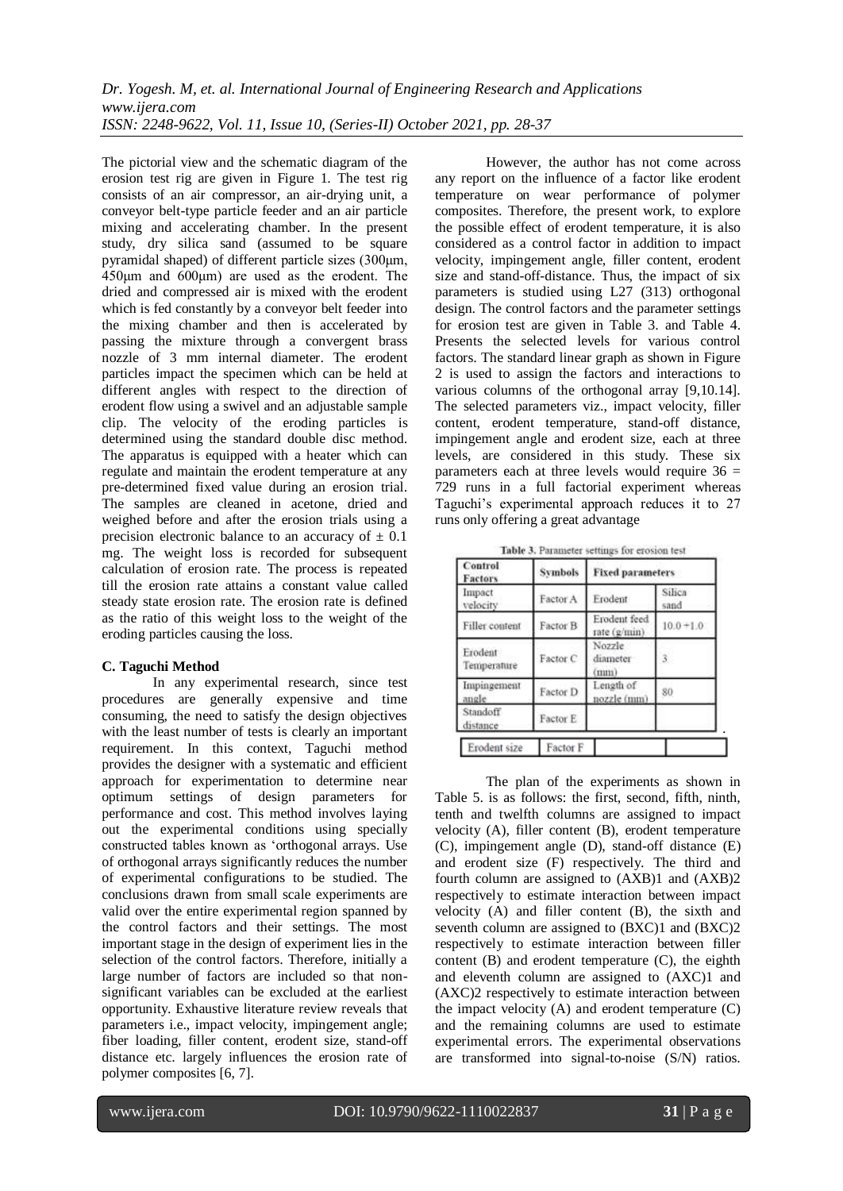The pictorial view and the schematic diagram of the erosion test rig are given in Figure 1. The test rig consists of an air compressor, an air-drying unit, a conveyor belt-type particle feeder and an air particle mixing and accelerating chamber. In the present study, dry silica sand (assumed to be square pyramidal shaped) of different particle sizes (300μm, 450μm and 600μm) are used as the erodent. The dried and compressed air is mixed with the erodent which is fed constantly by a conveyor belt feeder into the mixing chamber and then is accelerated by passing the mixture through a convergent brass nozzle of 3 mm internal diameter. The erodent particles impact the specimen which can be held at different angles with respect to the direction of erodent flow using a swivel and an adjustable sample clip. The velocity of the eroding particles is determined using the standard double disc method. The apparatus is equipped with a heater which can regulate and maintain the erodent temperature at any pre-determined fixed value during an erosion trial. The samples are cleaned in acetone, dried and weighed before and after the erosion trials using a precision electronic balance to an accuracy of ± 0.1 mg. The weight loss is recorded for subsequent calculation of erosion rate. The process is repeated till the erosion rate attains a constant value called steady state erosion rate. The erosion rate is defined as the ratio of this weight loss to the weight of the eroding particles causing the loss.

**C. Taguchi Method**

In any experimental research, since test procedures are generally expensive and time consuming, the need to satisfy the design objectives with the least number of tests is clearly an important requirement. In this context, Taguchi method provides the designer with a systematic and efficient approach for experimentation to determine near optimum settings of design parameters for performance and cost. This method involves laying out the experimental conditions using specially constructed tables known as 'orthogonal arrays. Use of orthogonal arrays significantly reduces the number of experimental configurations to be studied. The conclusions drawn from small scale experiments are valid over the entire experimental region spanned by the control factors and their settings. The most important stage in the design of experiment lies in the selection of the control factors. Therefore, initially a large number of factors are included so that non-significant variables can be excluded at the earliest opportunity. Exhaustive literature review reveals that parameters i.e., impact velocity, impingement angle; fiber loading, filler content, erodent size, stand-off distance etc. largely influences the erosion rate of polymer composites [6, 7].

However, the author has not come across any report on the influence of a factor like erodent temperature on wear performance of polymer composites. Therefore, the present work, to explore the possible effect of erodent temperature, it is also considered as a control factor in addition to impact velocity, impingement angle, filler content, erodent size and stand-off-distance. Thus, the impact of six parameters is studied using L27 ($3^{13}$) orthogonal design. The control factors and the parameter settings for erosion test are given in Table 3. and Table 4. Presents the selected levels for various control factors. The standard linear graph as shown in Figure 2 is used to assign the factors and interactions to various columns of the orthogonal array [9,10.14]. The selected parameters viz., impact velocity, filler content, erodent temperature, stand-off distance, impingement angle and erodent size, each at three levels, are considered in this study. These six parameters each at three levels would require $3^6$ = 729 runs in a full factorial experiment whereas Taguchi's experimental approach reduces it to 27 runs only offering a great advantage

**Table 3.** Parameter settings for erosion test

| Control Factors | Symbols | Fixed parameters | |
|---|---|---|---|
| Impact velocity | Factor A | Erodent | Silica sand |
| Filler content | Factor B | Erodent feed rate (g/min) | 10.0 +1.0 |
| Erodent Temperature | Factor C | Nozzle diameter (mm) | 3 |
| Impingement angle | Factor D | Length of nozzle (mm) | 80 |
| Standoff distance | Factor E | | |
| Erodent size | Factor F | | |

The plan of the experiments as shown in Table 5. is as follows: the first, second, fifth, ninth, tenth and twelfth columns are assigned to impact velocity (A), filler content (B), erodent temperature (C), impingement angle (D), stand-off distance (E) and erodent size (F) respectively. The third and fourth column are assigned to (AXB)1 and (AXB)2 respectively to estimate interaction between impact velocity (A) and filler content (B), the sixth and seventh column are assigned to (BXC)1 and (BXC)2 respectively to estimate interaction between filler content (B) and erodent temperature (C), the eighth and eleventh column are assigned to (AXC)1 and (AXC)2 respectively to estimate interaction between the impact velocity (A) and erodent temperature (C) and the remaining columns are used to estimate experimental errors. The experimental observations are transformed into signal-to-noise (S/N) ratios.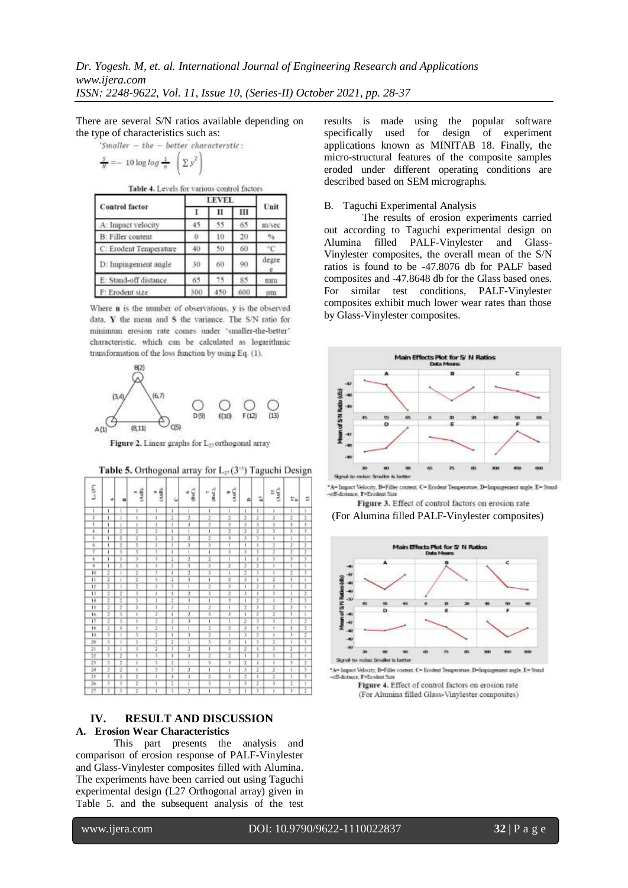There are several S/N ratios available depending on the type of characteristics such as:

'Smaller − the − better characteristic :

$$\frac{S}{N} = -10 \log \log \frac{1}{n} \left( \sum y^2 \right)$$

Table 4. Levels for various control factors

| Control factor | LEVEL | | | Unit |
|---|---|---|---|---|
| | I | II | III | |
| A: Impact velocity | 45 | 55 | 65 | m/sec |
| B: Filler content | 0 | 10 | 20 | % |
| C: Erodent Temperature | 40 | 50 | 60 | °C |
| D: Impingement angle | 30 | 60 | 90 | degree |
| E: Stand-off distance | 65 | 75 | 85 | mm |
| F: Erodent size | 300 | 450 | 600 | μm |

Where **n** is the number of observations, **y** is the observed data, **Y** the mean and **S** the variance. The S/N ratio for minimum erosion rate comes under 'smaller-the-better' characteristic, which can be calculated as logarithmic transformation of the loss function by using Eq. (1).

Figure 2. Linear graphs for $L_{27}$ orthogonal array

Table 5. Orthogonal array for $L_{27}(3^{13})$ Taguchi Design

| $L_{27}(3^{13})$ | A | B | 3 (AxB) | 4 (AxB) | C | 6 (BxC) | 7 (BxC) | 8 (AxC) | D | E | 11 (AxC) | 12 F | 13 |
|---|---|---|---|---|---|---|---|---|---|---|---|---|---|
| 1 | 1 | 1 | 1 | 1 | 1 | 1 | 1 | 1 | 1 | 1 | 1 | 1 | 1 |
| 2 | 1 | 1 | 1 | 1 | 2 | 2 | 2 | 2 | 2 | 2 | 2 | 2 | 2 |
| 3 | 1 | 1 | 1 | 1 | 3 | 3 | 3 | 3 | 3 | 3 | 3 | 3 | 3 |
| 4 | 1 | 2 | 2 | 2 | 1 | 1 | 1 | 2 | 2 | 2 | 3 | 3 | 3 |
| 5 | 1 | 2 | 2 | 2 | 2 | 2 | 2 | 3 | 3 | 3 | 1 | 1 | 1 |
| 6 | 1 | 2 | 2 | 2 | 3 | 3 | 3 | 1 | 1 | 1 | 2 | 2 | 2 |
| 7 | 1 | 3 | 3 | 3 | 1 | 1 | 1 | 3 | 3 | 3 | 2 | 2 | 2 |
| 8 | 1 | 3 | 3 | 3 | 2 | 2 | 2 | 1 | 1 | 1 | 3 | 3 | 3 |
| 9 | 1 | 3 | 3 | 3 | 3 | 3 | 3 | 2 | 2 | 2 | 1 | 1 | 1 |
| 10 | 2 | 1 | 2 | 3 | 1 | 2 | 3 | 1 | 2 | 3 | 1 | 2 | 3 |
| 11 | 2 | 1 | 2 | 3 | 2 | 3 | 1 | 2 | 3 | 1 | 2 | 3 | 1 |
| 12 | 2 | 1 | 2 | 3 | 3 | 1 | 2 | 3 | 1 | 2 | 3 | 1 | 2 |
| 13 | 2 | 2 | 3 | 1 | 1 | 2 | 3 | 2 | 3 | 1 | 3 | 1 | 2 |
| 14 | 2 | 2 | 3 | 1 | 2 | 3 | 1 | 3 | 1 | 2 | 1 | 2 | 3 |
| 15 | 2 | 2 | 3 | 1 | 3 | 1 | 2 | 1 | 2 | 3 | 2 | 3 | 1 |
| 16 | 2 | 3 | 1 | 2 | 1 | 2 | 3 | 3 | 1 | 2 | 2 | 3 | 1 |
| 17 | 2 | 3 | 1 | 2 | 2 | 3 | 1 | 1 | 2 | 3 | 3 | 1 | 2 |
| 18 | 2 | 3 | 1 | 2 | 3 | 1 | 2 | 2 | 3 | 1 | 1 | 2 | 3 |
| 19 | 3 | 1 | 3 | 2 | 1 | 3 | 2 | 1 | 3 | 2 | 1 | 3 | 2 |
| 20 | 3 | 1 | 3 | 2 | 2 | 1 | 3 | 2 | 1 | 3 | 2 | 1 | 3 |
| 21 | 3 | 1 | 3 | 2 | 3 | 2 | 1 | 3 | 2 | 1 | 3 | 2 | 1 |
| 22 | 3 | 2 | 1 | 3 | 1 | 3 | 2 | 2 | 1 | 3 | 3 | 2 | 1 |
| 23 | 3 | 2 | 1 | 3 | 2 | 1 | 3 | 3 | 2 | 1 | 1 | 3 | 2 |
| 24 | 3 | 2 | 1 | 3 | 3 | 2 | 1 | 1 | 3 | 2 | 2 | 1 | 3 |
| 25 | 3 | 3 | 2 | 1 | 1 | 3 | 2 | 3 | 2 | 1 | 2 | 1 | 3 |
| 26 | 3 | 3 | 2 | 1 | 2 | 1 | 3 | 1 | 3 | 2 | 3 | 2 | 1 |
| 27 | 3 | 3 | 2 | 1 | 3 | 2 | 1 | 2 | 1 | 3 | 1 | 3 | 2 |

## IV. RESULT AND DISCUSSION

### A. Erosion Wear Characteristics

This part presents the analysis and comparison of erosion response of PALF-Vinylester and Glass-Vinylester composites filled with Alumina. The experiments have been carried out using Taguchi experimental design (L27 Orthogonal array) given in Table 5. and the subsequent analysis of the test results is made using the popular software specifically used for design of experiment applications known as MINITAB 18. Finally, the micro-structural features of the composite samples eroded under different operating conditions are described based on SEM micrographs.

### B. Taguchi Experimental Analysis

The results of erosion experiments carried out according to Taguchi experimental design on Alumina filled PALF-Vinylester and Glass-Vinylester composites, the overall mean of the S/N ratios is found to be -47.8076 db for PALF based composites and -47.8648 db for the Glass based ones. For similar test conditions, PALF-Vinylester composites exhibit much lower wear rates than those by Glass-Vinylester composites.

*A= Impact Velocity, B=Filler content, C= Erodent Temperature, D=Impingement angle, E= Stand-off-distance, F=Erodent Size

Figure 3. Effect of control factors on erosion rate (For Alumina filled PALF-Vinylester composites)

*A= Impact Velocity, B=Filler content, C= Erodent Temperature, D=Impingement angle, E= Stand-off-distance, F=Erodent Size

Figure 4. Effect of control factors on erosion rate (For Alumina filled Glass-Vinylester composites)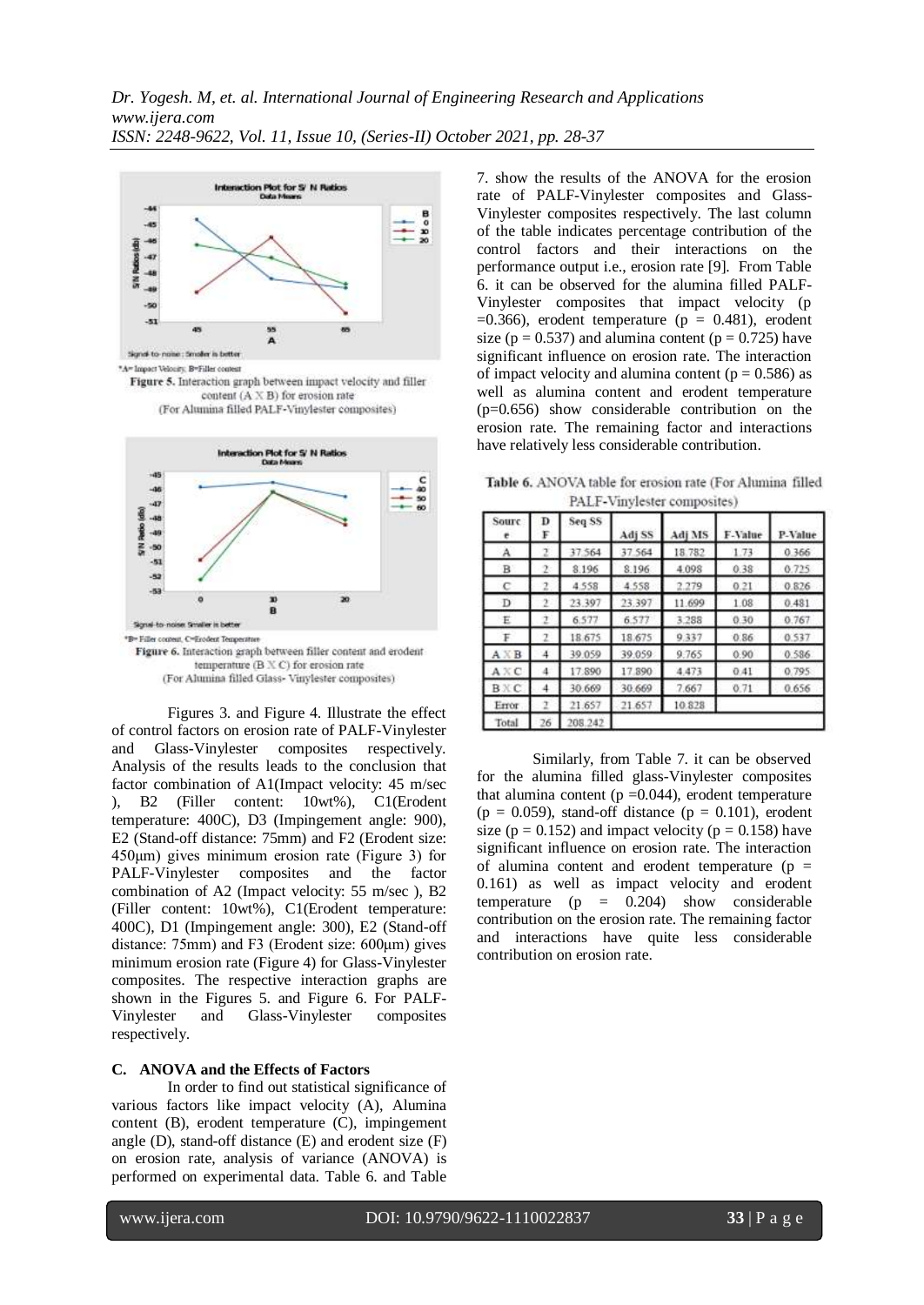*A= Impact Velocity, B=Filler content

Figure 5. Interaction graph between impact velocity and filler content (A X B) for erosion rate
(For Alumina filled PALF-Vinylester composites)

*B= Filler content, C=Erodent Temperature

Figure 6. Interaction graph between filler content and erodent temperature (B X C) for erosion rate
(For Alumina filled Glass- Vinylester composites)

Figures 3. and Figure 4. Illustrate the effect of control factors on erosion rate of PALF-Vinylester and Glass-Vinylester composites respectively. Analysis of the results leads to the conclusion that factor combination of A1(Impact velocity: 45 m/sec ), B2 (Filler content: 10wt%), C1(Erodent temperature: 400C), D3 (Impingement angle: 900), E2 (Stand-off distance: 75mm) and F2 (Erodent size: 450μm) gives minimum erosion rate (Figure 3) for PALF-Vinylester composites and the factor combination of A2 (Impact velocity: 55 m/sec ), B2 (Filler content: 10wt%), C1(Erodent temperature: 400C), D1 (Impingement angle: 300), E2 (Stand-off distance: 75mm) and F3 (Erodent size: 600μm) gives minimum erosion rate (Figure 4) for Glass-Vinylester composites. The respective interaction graphs are shown in the Figures 5. and Figure 6. For PALF-Vinylester and Glass-Vinylester composites respectively.

### C. ANOVA and the Effects of Factors

In order to find out statistical significance of various factors like impact velocity (A), Alumina content (B), erodent temperature (C), impingement angle (D), stand-off distance (E) and erodent size (F) on erosion rate, analysis of variance (ANOVA) is performed on experimental data. Table 6. and Table 7. show the results of the ANOVA for the erosion rate of PALF-Vinylester composites and Glass-Vinylester composites respectively. The last column of the table indicates percentage contribution of the control factors and their interactions on the performance output i.e., erosion rate [9]. From Table 6. it can be observed for the alumina filled PALF-Vinylester composites that impact velocity ($p = 0.366$), erodent temperature ($p = 0.481$), erodent size ($p = 0.537$) and alumina content ($p = 0.725$) have significant influence on erosion rate. The interaction of impact velocity and alumina content ($p = 0.586$) as well as alumina content and erodent temperature ($p=0.656$) show considerable contribution on the erosion rate. The remaining factor and interactions have relatively less considerable contribution.

**Table 6.** ANOVA table for erosion rate (For Alumina filled PALF-Vinylester composites)

| Source | DF | Seq SS | Adj SS | Adj MS | F-Value | P-Value |
|---|---|---|---|---|---|---|
| A | 2 | 37.564 | 37.564 | 18.782 | 1.73 | 0.366 |
| B | 2 | 8.196 | 8.196 | 4.098 | 0.38 | 0.725 |
| C | 2 | 4.558 | 4.558 | 2.279 | 0.21 | 0.826 |
| D | 2 | 23.397 | 23.397 | 11.699 | 1.08 | 0.481 |
| E | 2 | 6.577 | 6.577 | 3.288 | 0.30 | 0.767 |
| F | 2 | 18.675 | 18.675 | 9.337 | 0.86 | 0.537 |
| A X B | 4 | 39.059 | 39.059 | 9.765 | 0.90 | 0.586 |
| A X C | 4 | 17.890 | 17.890 | 4.473 | 0.41 | 0.795 |
| B X C | 4 | 30.669 | 30.669 | 7.667 | 0.71 | 0.656 |
| Error | 2 | 21.657 | 21.657 | 10.828 | | |
| Total | 26 | 208.242 | | | | |

Similarly, from Table 7. it can be observed for the alumina filled glass-Vinylester composites that alumina content ($p = 0.044$), erodent temperature ($p = 0.059$), stand-off distance ($p = 0.101$), erodent size ($p = 0.152$) and impact velocity ($p = 0.158$) have significant influence on erosion rate. The interaction of alumina content and erodent temperature ($p = 0.161$) as well as impact velocity and erodent temperature ($p = 0.204$) show considerable contribution on the erosion rate. The remaining factor and interactions have quite less considerable contribution on erosion rate.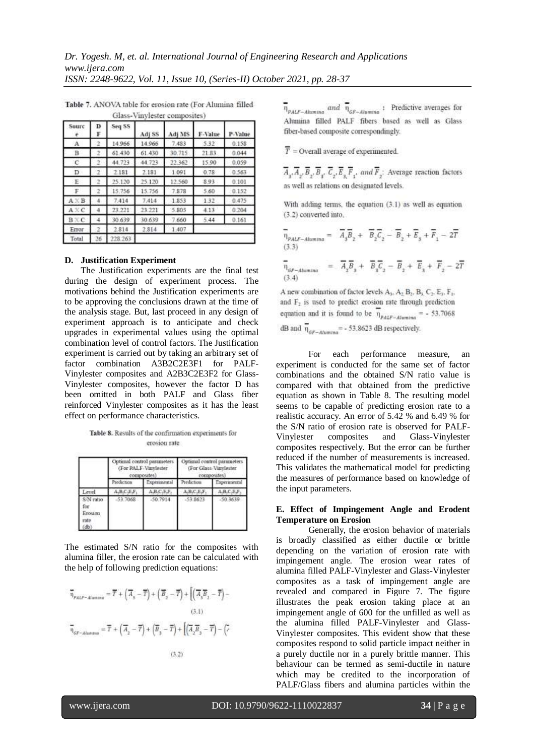**Table 7.** ANOVA table for erosion rate (For Alumina filled Glass-Vinylester composites)

| Source | DF | Seq SS | Adj SS | Adj MS | F-Value | P-Value |
|---|---|---|---|---|---|---|
| A | 2 | 14.966 | 14.966 | 7.483 | 5.32 | 0.158 |
| B | 2 | 61.430 | 61.430 | 30.715 | 21.83 | 0.044 |
| C | 2 | 44.723 | 44.723 | 22.362 | 15.90 | 0.059 |
| D | 2 | 2.181 | 2.181 | 1.091 | 0.78 | 0.563 |
| E | 2 | 25.120 | 25.120 | 12.560 | 8.93 | 0.101 |
| F | 2 | 15.756 | 15.756 | 7.878 | 5.60 | 0.152 |
| A × B | 4 | 7.414 | 7.414 | 1.853 | 1.32 | 0.475 |
| A × C | 4 | 23.221 | 23.221 | 5.805 | 4.13 | 0.204 |
| B × C | 4 | 30.639 | 30.639 | 7.660 | 5.44 | 0.161 |
| Error | 2 | 2.814 | 2.814 | 1.407 | | |
| Total | 26 | 228.263 | | | | |

#### D. Justification Experiment

The Justification experiments are the final test during the design of experiment process. The motivations behind the Justification experiments are to be approving the conclusions drawn at the time of the analysis stage. But, last proceed in any design of experiment approach is to anticipate and check upgrades in experimental values using the optimal combination level of control factors. The Justification experiment is carried out by taking an arbitrary set of factor combination A3B2C2E3F1 for PALF-Vinylester composites and A2B3C2E3F2 for Glass-Vinylester composites, however the factor D has been omitted in both PALF and Glass fiber reinforced Vinylester composites as it has the least effect on performance characteristics.

**Table 8.** Results of the confirmation experiments for erosion rate

| | Optimal control parameters (For PALF-Vinylester composites) | | Optimal control parameters (For Glass-Vinylester composites) | |
|---|---|---|---|---|
| | Prediction | Experimental | Prediction | Experimental |
| Level | $A_3B_2C_2E_3F_1$ | $A_3B_2C_2E_3F_1$ | $A_2B_3C_2E_3F_2$ | $A_2B_3C_2E_3F_2$ |
| S/N ratio for Erosion rate (db) | -53.7068 | -50.7914 | -53.8623 | -50.3639 |

The estimated S/N ratio for the composites with alumina filler, the erosion rate can be calculated with the help of following prediction equations:

$$\bar{\eta}_{PALF-Alumina} = \bar{T} + \left(\bar{A}_3 - \bar{T}\right) + \left(\bar{B}_2 - \bar{T}\right) + \left[\left(\overline{A_3B_2} - \bar{T}\right) - \right. \quad (3.1)$$

$$\bar{\eta}_{GF-Alumina} = \bar{T} + \left(\bar{A}_2 - \bar{T}\right) + \left(\bar{B}_3 - \bar{T}\right) + \left[\left(\overline{A_2B_3} - \bar{T}\right) - \left(\right.\right. \quad (3.2)$$

$\bar{\eta}_{PALF-Alumina}$ and $\bar{\eta}_{GF-Alumina}$ : Predictive averages for Alumina filled PALF fibers based as well as Glass fiber-based composite correspondingly.

$\bar{T}$ = Overall average of experimented.

$\bar{A}_3, \bar{A}_2, \bar{B}_2, \bar{B}_3, \bar{C}_2, \bar{E}_3, \bar{F}_1,$ and $\bar{F}_2$: Average reaction factors as well as relations on designated levels.

With adding terms, the equation (3.1) as well as equation (3.2) converted into,

$$\bar{\eta}_{PALF-Alumina} = \overline{A_3B_2} + \overline{B_2C_2} - \bar{B}_2 + \bar{E}_3 + \bar{F}_1 - 2\bar{T} \quad (3.3)$$

$$\bar{\eta}_{GF-Alumina} = \overline{A_2B_3} + \overline{B_3C_2} - \bar{B}_2 + \bar{E}_3 + \bar{F}_2 - 2\bar{T} \quad (3.4)$$

A new combination of factor levels $A_3$, $A_2$, $B_2$, $B_3$, $C_2$, $E_3$, $F_1$, and $F_2$ is used to predict erosion rate through prediction equation and it is found to be $\bar{\eta}_{PALF-Alumina}$ = - 53.7068 dB and $\bar{\eta}_{GF-Alumina}$ = - 53.8623 dB respectively.

For each performance measure, an experiment is conducted for the same set of factor combinations and the obtained S/N ratio value is compared with that obtained from the predictive equation as shown in Table 8. The resulting model seems to be capable of predicting erosion rate to a realistic accuracy. An error of 5.42 % and 6.49 % for the S/N ratio of erosion rate is observed for PALF-Vinylester composites and Glass-Vinylester composites respectively. But the error can be further reduced if the number of measurements is increased. This validates the mathematical model for predicting the measures of performance based on knowledge of the input parameters.

#### E. Effect of Impingement Angle and Erodent Temperature on Erosion

Generally, the erosion behavior of materials is broadly classified as either ductile or brittle depending on the variation of erosion rate with impingement angle. The erosion wear rates of alumina filled PALF-Vinylester and Glass-Vinylester composites as a task of impingement angle are revealed and compared in Figure 7. The figure illustrates the peak erosion taking place at an impingement angle of 600 for the unfilled as well as the alumina filled PALF-Vinylester and Glass-Vinylester composites. This evident show that these composites respond to solid particle impact neither in a purely ductile nor in a purely brittle manner. This behaviour can be termed as semi-ductile in nature which may be credited to the incorporation of PALF/Glass fibers and alumina particles within the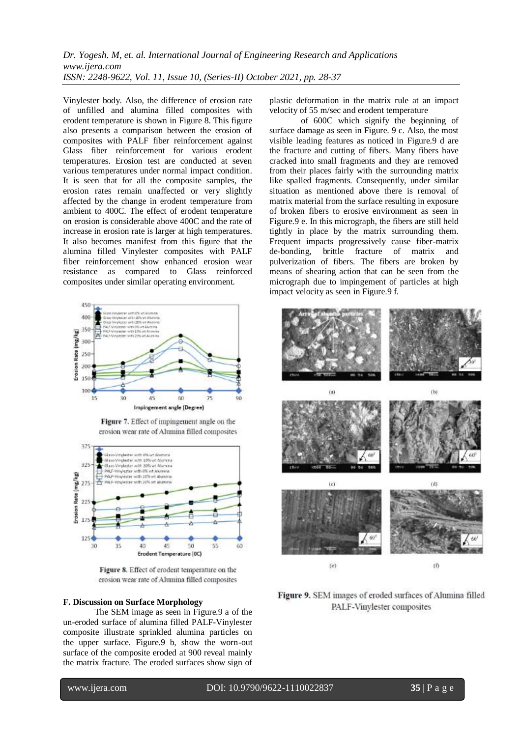Vinylester body. Also, the difference of erosion rate of unfilled and alumina filled composites with erodent temperature is shown in Figure 8. This figure also presents a comparison between the erosion of composites with PALF fiber reinforcement against Glass fiber reinforcement for various erodent temperatures. Erosion test are conducted at seven various temperatures under normal impact condition. It is seen that for all the composite samples, the erosion rates remain unaffected or very slightly affected by the change in erodent temperature from ambient to 400C. The effect of erodent temperature on erosion is considerable above 400C and the rate of increase in erosion rate is larger at high temperatures. It also becomes manifest from this figure that the alumina filled Vinylester composites with PALF fiber reinforcement show enhanced erosion wear resistance as compared to Glass reinforced composites under similar operating environment.

**Figure 7.** Effect of impingement angle on the erosion wear rate of Alumina filled composites

**Figure 8.** Effect of erodent temperature on the erosion wear rate of Alumina filled composites

**F. Discussion on Surface Morphology**

The SEM image as seen in Figure.9 a of the un-eroded surface of alumina filled PALF-Vinylester composite illustrate sprinkled alumina particles on the upper surface. Figure.9 b, show the worn-out surface of the composite eroded at 900 reveal mainly the matrix fracture. The eroded surfaces show sign of plastic deformation in the matrix rule at an impact velocity of 55 m/sec and erodent temperature of 600C which signify the beginning of surface damage as seen in Figure. 9 c. Also, the most visible leading features as noticed in Figure.9 d are the fracture and cutting of fibers. Many fibers have cracked into small fragments and they are removed from their places fairly with the surrounding matrix like spalled fragments. Consequently, under similar situation as mentioned above there is removal of matrix material from the surface resulting in exposure of broken fibers to erosive environment as seen in Figure.9 e. In this micrograph, the fibers are still held tightly in place by the matrix surrounding them. Frequent impacts progressively cause fiber-matrix de-bonding, brittle fracture of matrix and pulverization of fibers. The fibers are broken by means of shearing action that can be seen from the micrograph due to impingement of particles at high impact velocity as seen in Figure.9 f.

**Figure 9.** SEM images of eroded surfaces of Alumina filled PALF-Vinylester composites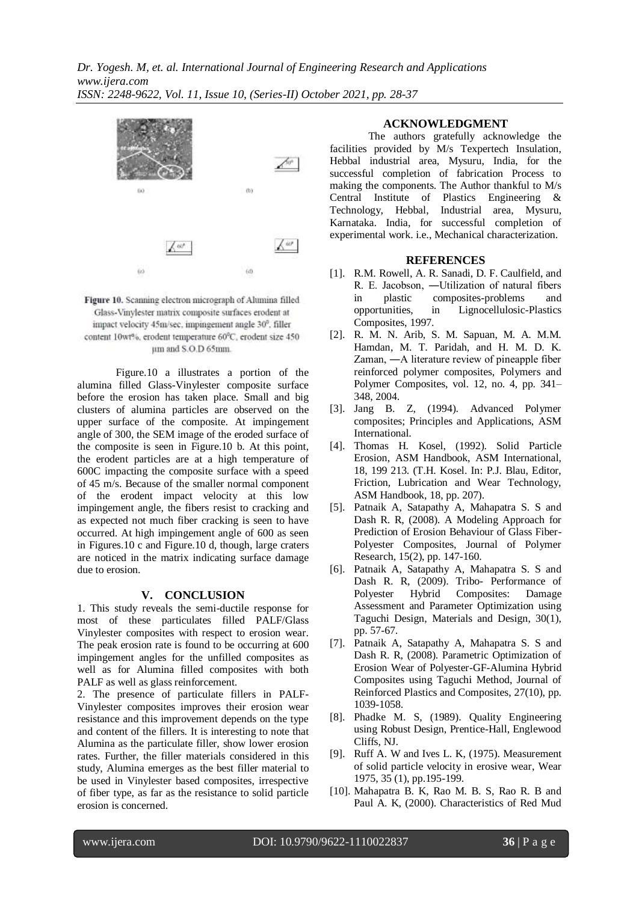(a) (b)

(c) (d)

**Figure 10.** Scanning electron micrograph of Alumina filled Glass-Vinylester matrix composite surfaces erodent at impact velocity 45m/sec, impingement angle $30^0$, filler content 10wt%, erodent temperature $60^0$C, erodent size 450 µm and S.O.D 65mm.

Figure.10 a illustrates a portion of the alumina filled Glass-Vinylester composite surface before the erosion has taken place. Small and big clusters of alumina particles are observed on the upper surface of the composite. At impingement angle of 300, the SEM image of the eroded surface of the composite is seen in Figure.10 b. At this point, the erodent particles are at a high temperature of 600C impacting the composite surface with a speed of 45 m/s. Because of the smaller normal component of the erodent impact velocity at this low impingement angle, the fibers resist to cracking and as expected not much fiber cracking is seen to have occurred. At high impingement angle of 600 as seen in Figures.10 c and Figure.10 d, though, large craters are noticed in the matrix indicating surface damage due to erosion.

## V. CONCLUSION

1. This study reveals the semi-ductile response for most of these particulates filled PALF/Glass Vinylester composites with respect to erosion wear. The peak erosion rate is found to be occurring at 600 impingement angles for the unfilled composites as well as for Alumina filled composites with both PALF as well as glass reinforcement.

2. The presence of particulate fillers in PALF-Vinylester composites improves their erosion wear resistance and this improvement depends on the type and content of the fillers. It is interesting to note that Alumina as the particulate filler, show lower erosion rates. Further, the filler materials considered in this study, Alumina emerges as the best filler material to be used in Vinylester based composites, irrespective of fiber type, as far as the resistance to solid particle erosion is concerned.

## ACKNOWLEDGMENT

The authors gratefully acknowledge the facilities provided by M/s Texpertech Insulation, Hebbal industrial area, Mysuru, India, for the successful completion of fabrication Process to making the components. The Author thankful to M/s Central Institute of Plastics Engineering & Technology, Hebbal, Industrial area, Mysuru, Karnataka. India, for successful completion of experimental work. i.e., Mechanical characterization.

## REFERENCES

[1]. R.M. Rowell, A. R. Sanadi, D. F. Caulfield, and R. E. Jacobson, ―Utilization of natural fibers in plastic composites-problems and opportunities, in Lignocellulosic-Plastics Composites, 1997.

[2]. R. M. N. Arib, S. M. Sapuan, M. A. M.M. Hamdan, M. T. Paridah, and H. M. D. K. Zaman, ―A literature review of pineapple fiber reinforced polymer composites, Polymers and Polymer Composites, vol. 12, no. 4, pp. 341–348, 2004.

[3]. Jang B. Z, (1994). Advanced Polymer composites; Principles and Applications, ASM International.

[4]. Thomas H. Kosel, (1992). Solid Particle Erosion, ASM Handbook, ASM International, 18, 199 213. (T.H. Kosel. In: P.J. Blau, Editor, Friction, Lubrication and Wear Technology, ASM Handbook, 18, pp. 207).

[5]. Patnaik A, Satapathy A, Mahapatra S. S and Dash R. R, (2008). A Modeling Approach for Prediction of Erosion Behaviour of Glass Fiber-Polyester Composites, Journal of Polymer Research, 15(2), pp. 147-160.

[6]. Patnaik A, Satapathy A, Mahapatra S. S and Dash R. R, (2009). Tribo- Performance of Polyester Hybrid Composites: Damage Assessment and Parameter Optimization using Taguchi Design, Materials and Design, 30(1), pp. 57-67.

[7]. Patnaik A, Satapathy A, Mahapatra S. S and Dash R. R, (2008). Parametric Optimization of Erosion Wear of Polyester-GF-Alumina Hybrid Composites using Taguchi Method, Journal of Reinforced Plastics and Composites, 27(10), pp. 1039-1058.

[8]. Phadke M. S, (1989). Quality Engineering using Robust Design, Prentice-Hall, Englewood Cliffs, NJ.

[9]. Ruff A. W and Ives L. K, (1975). Measurement of solid particle velocity in erosive wear, Wear 1975, 35 (1), pp.195-199.

[10]. Mahapatra B. K, Rao M. B. S, Rao R. B and Paul A. K, (2000). Characteristics of Red Mud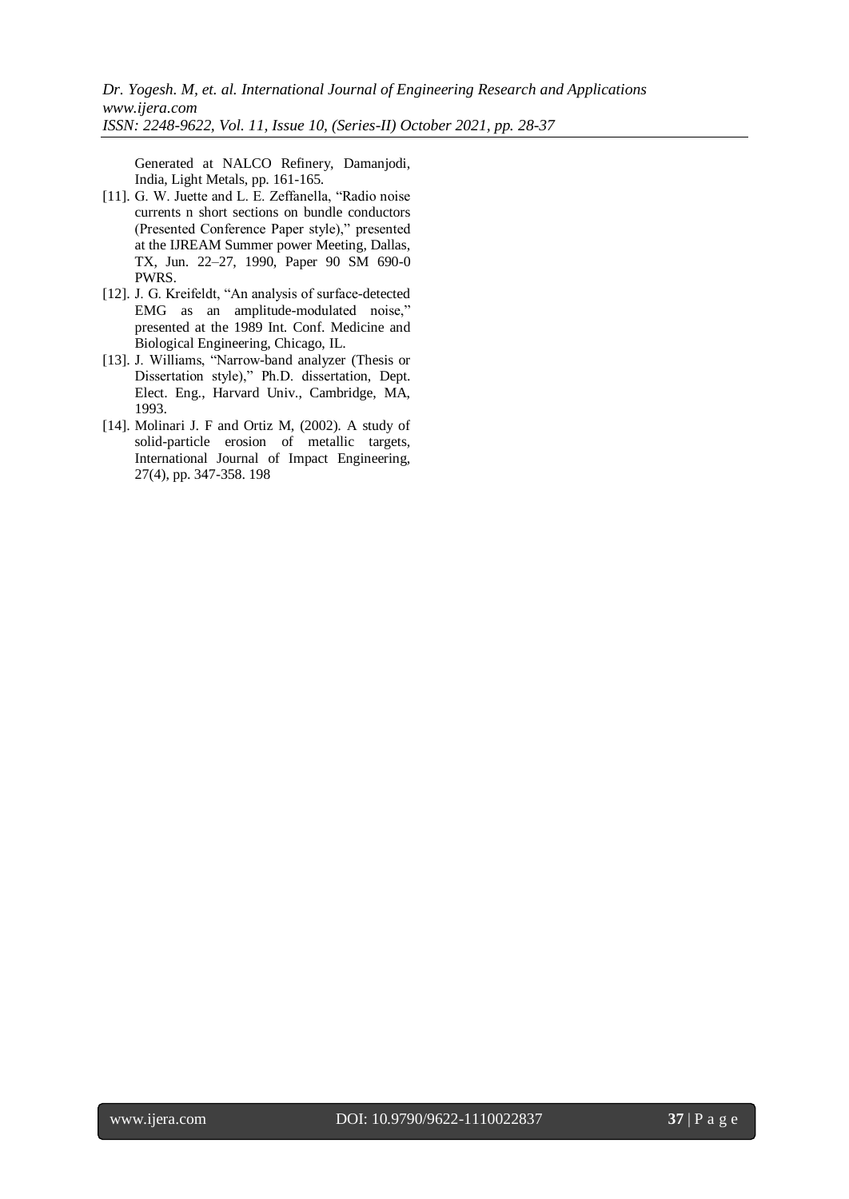Generated at NALCO Refinery, Damanjodi, India, Light Metals, pp. 161-165.

[11]. G. W. Juette and L. E. Zeffanella, "Radio noise currents n short sections on bundle conductors (Presented Conference Paper style)," presented at the IJREAM Summer power Meeting, Dallas, TX, Jun. 22–27, 1990, Paper 90 SM 690-0 PWRS.

[12]. J. G. Kreifeldt, "An analysis of surface-detected EMG as an amplitude-modulated noise," presented at the 1989 Int. Conf. Medicine and Biological Engineering, Chicago, IL.

[13]. J. Williams, "Narrow-band analyzer (Thesis or Dissertation style)," Ph.D. dissertation, Dept. Elect. Eng., Harvard Univ., Cambridge, MA, 1993.

[14]. Molinari J. F and Ortiz M, (2002). A study of solid-particle erosion of metallic targets, International Journal of Impact Engineering, 27(4), pp. 347-358. 198